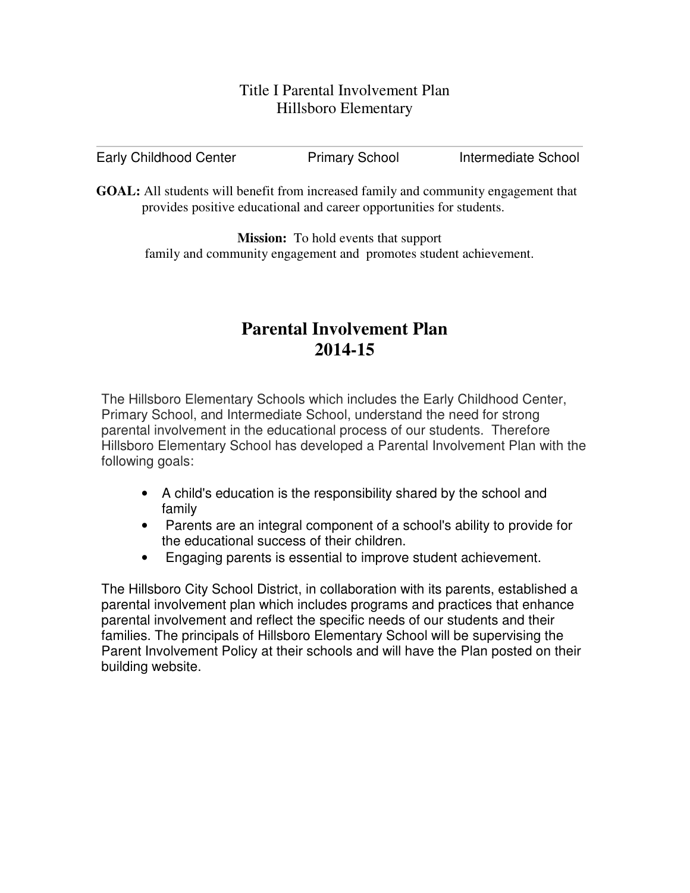# Title I Parental Involvement Plan
# Hillsboro Elementary

---

Early Childhood Center | Primary School | Intermediate School

**GOAL:** All students will benefit from increased family and community engagement that provides positive educational and career opportunities for students.

**Mission:** To hold events that support family and community engagement and promotes student achievement.

## Parental Involvement Plan
## 2014-15

The Hillsboro Elementary Schools which includes the Early Childhood Center, Primary School, and Intermediate School, understand the need for strong parental involvement in the educational process of our students. Therefore Hillsboro Elementary School has developed a Parental Involvement Plan with the following goals:

- A child's education is the responsibility shared by the school and family
- Parents are an integral component of a school's ability to provide for the educational success of their children.
- Engaging parents is essential to improve student achievement.

The Hillsboro City School District, in collaboration with its parents, established a parental involvement plan which includes programs and practices that enhance parental involvement and reflect the specific needs of our students and their families. The principals of Hillsboro Elementary School will be supervising the Parent Involvement Policy at their schools and will have the Plan posted on their building website.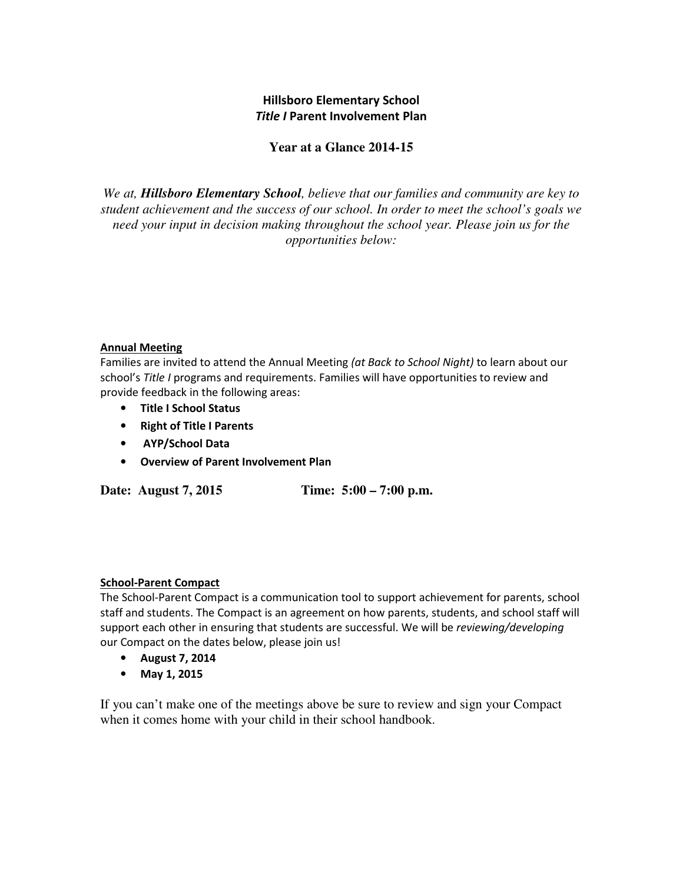## Hillsboro Elementary School
## *Title I* Parent Involvement Plan

### Year at a Glance 2014-15

*We at, **Hillsboro Elementary School**, believe that our families and community are key to student achievement and the success of our school. In order to meet the school's goals we need your input in decision making throughout the school year. Please join us for the opportunities below:*

**Annual Meeting**

Families are invited to attend the Annual Meeting *(at Back to School Night)* to learn about our school's *Title I* programs and requirements. Families will have opportunities to review and provide feedback in the following areas:

- **Title I School Status**
- **Right of Title I Parents**
- **AYP/School Data**
- **Overview of Parent Involvement Plan**

**Date: August 7, 2015 Time: 5:00 – 7:00 p.m.**

**School-Parent Compact**

The School-Parent Compact is a communication tool to support achievement for parents, school staff and students. The Compact is an agreement on how parents, students, and school staff will support each other in ensuring that students are successful. We will be *reviewing/developing* our Compact on the dates below, please join us!

- **August 7, 2014**
- **May 1, 2015**

If you can't make one of the meetings above be sure to review and sign your Compact when it comes home with your child in their school handbook.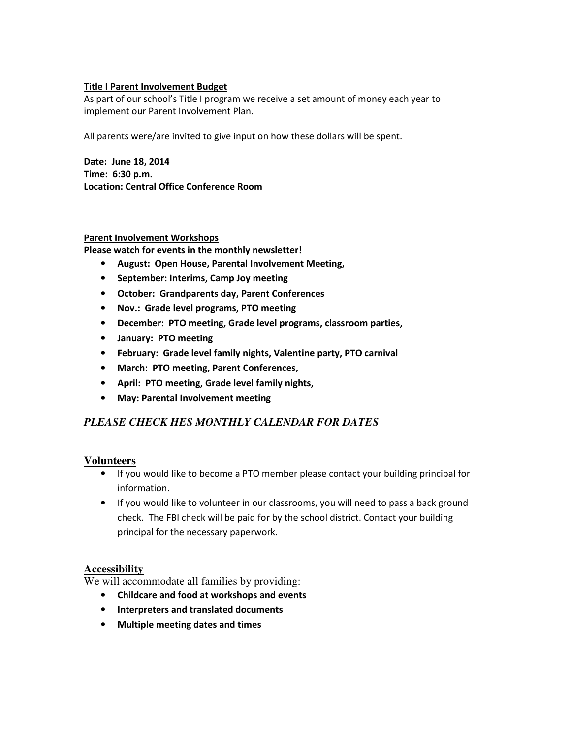**Title I Parent Involvement Budget**

As part of our school's Title I program we receive a set amount of money each year to implement our Parent Involvement Plan.

All parents were/are invited to give input on how these dollars will be spent.

**Date: June 18, 2014**
**Time: 6:30 p.m.**
**Location: Central Office Conference Room**

**Parent Involvement Workshops**

**Please watch for events in the monthly newsletter!**

- **August: Open House, Parental Involvement Meeting,**
- **September: Interims, Camp Joy meeting**
- **October: Grandparents day, Parent Conferences**
- **Nov.: Grade level programs, PTO meeting**
- **December: PTO meeting, Grade level programs, classroom parties,**
- **January: PTO meeting**
- **February: Grade level family nights, Valentine party, PTO carnival**
- **March: PTO meeting, Parent Conferences,**
- **April: PTO meeting, Grade level family nights,**
- **May: Parental Involvement meeting**

***PLEASE CHECK HES MONTHLY CALENDAR FOR DATES***

## Volunteers

- If you would like to become a PTO member please contact your building principal for information.
- If you would like to volunteer in our classrooms, you will need to pass a back ground check. The FBI check will be paid for by the school district. Contact your building principal for the necessary paperwork.

## Accessibility

We will accommodate all families by providing:

- **Childcare and food at workshops and events**
- **Interpreters and translated documents**
- **Multiple meeting dates and times**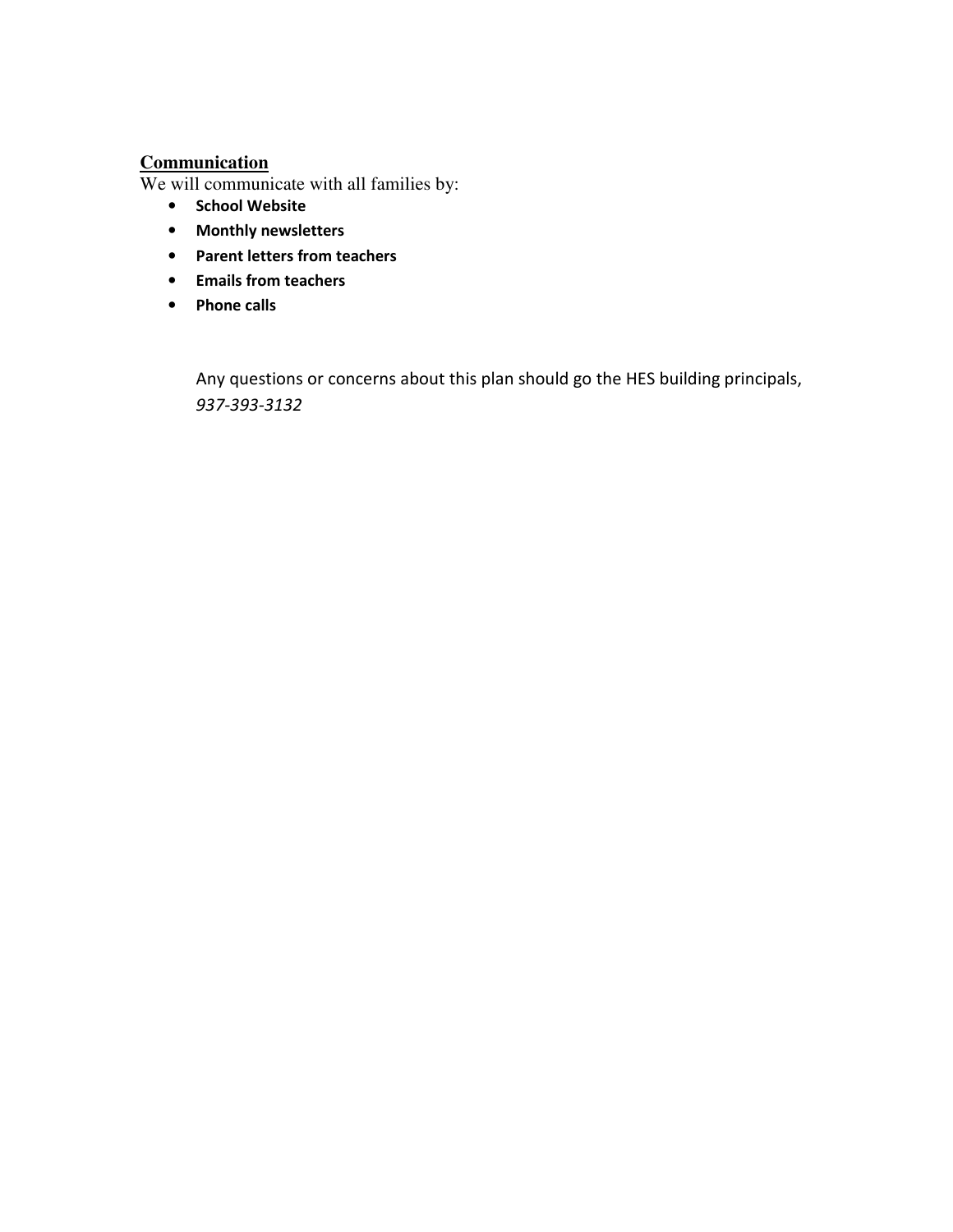**Communication**

We will communicate with all families by:

- **School Website**
- **Monthly newsletters**
- **Parent letters from teachers**
- **Emails from teachers**
- **Phone calls**

Any questions or concerns about this plan should go the HES building principals, *937-393-3132*